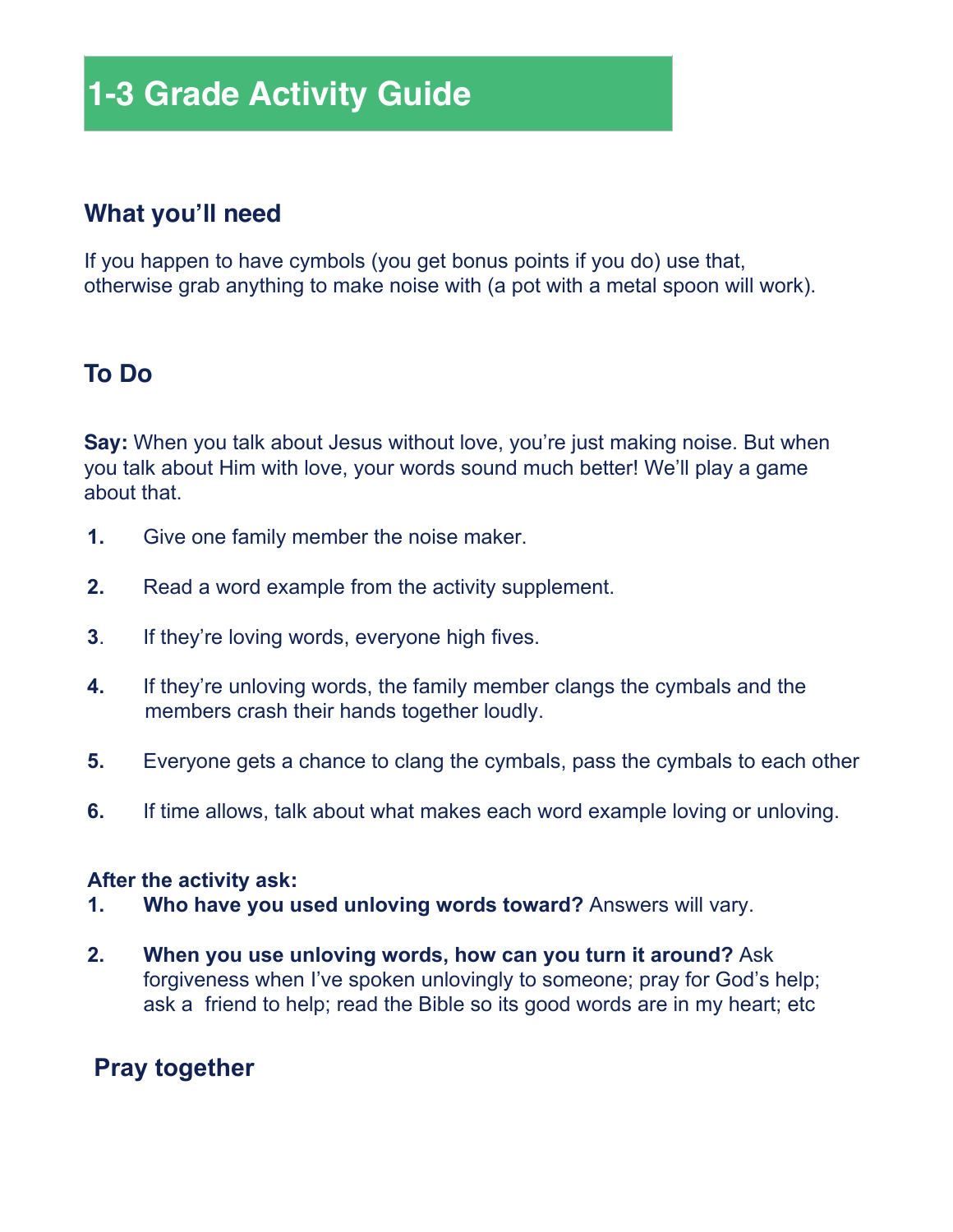# 1-3 Grade Activity Guide

## What you'll need

If you happen to have cymbols (you get bonus points if you do) use that, otherwise grab anything to make noise with (a pot with a metal spoon will work).

## To Do

**Say:** When you talk about Jesus without love, you're just making noise. But when you talk about Him with love, your words sound much better! We'll play a game about that.

1. Give one family member the noise maker.
2. Read a word example from the activity supplement.
3. If they're loving words, everyone high fives.
4. If they're unloving words, the family member clangs the cymbals and the members crash their hands together loudly.
5. Everyone gets a chance to clang the cymbals, pass the cymbals to each other
6. If time allows, talk about what makes each word example loving or unloving.

**After the activity ask:**

1. **Who have you used unloving words toward?** Answers will vary.
2. **When you use unloving words, how can you turn it around?** Ask forgiveness when I've spoken unlovingly to someone; pray for God's help; ask a friend to help; read the Bible so its good words are in my heart; etc

## Pray together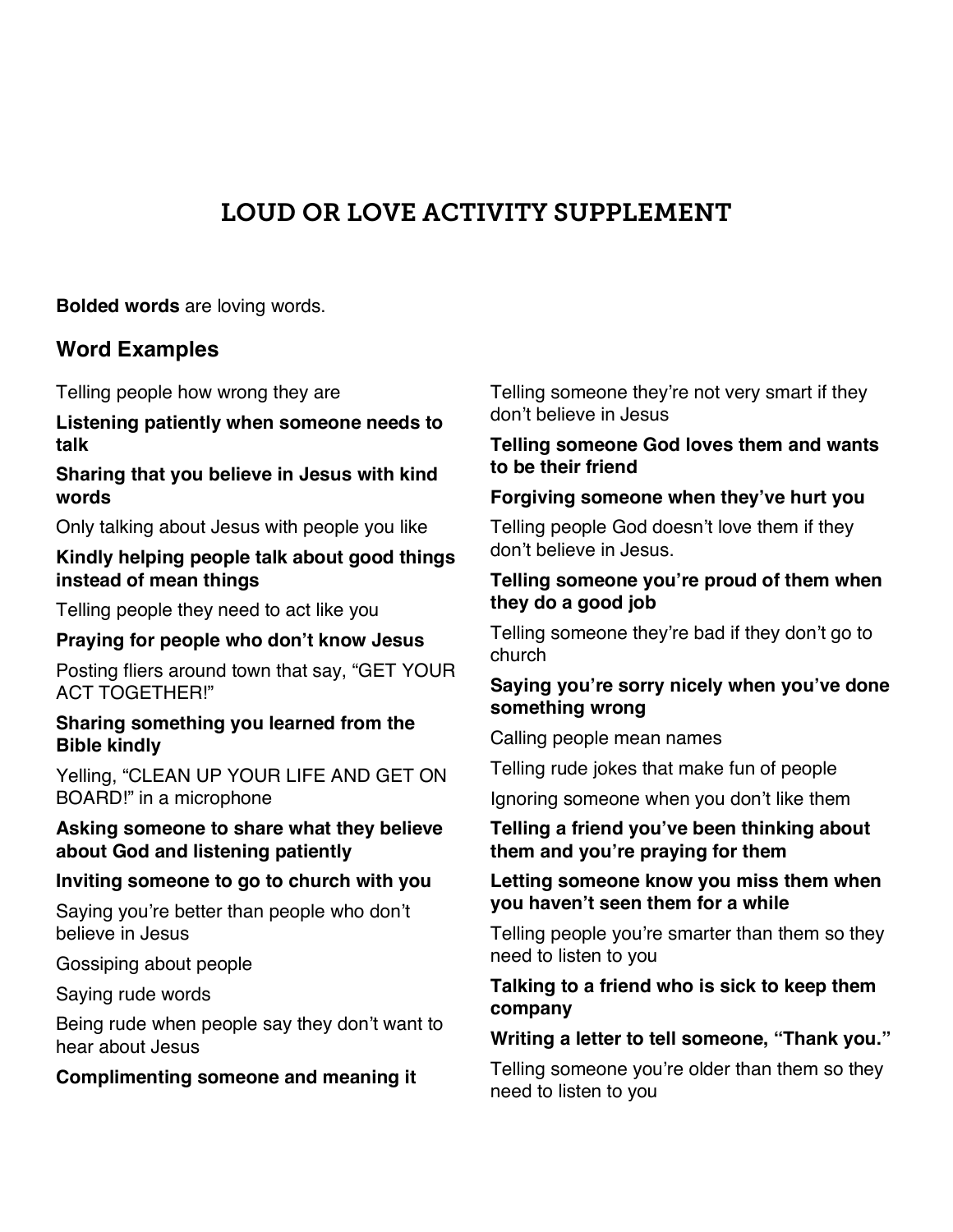# LOUD OR LOVE ACTIVITY SUPPLEMENT

**Bolded words** are loving words.

## Word Examples

Telling people how wrong they are

**Listening patiently when someone needs to talk**

**Sharing that you believe in Jesus with kind words**

Only talking about Jesus with people you like

**Kindly helping people talk about good things instead of mean things**

Telling people they need to act like you

**Praying for people who don't know Jesus**

Posting fliers around town that say, "GET YOUR ACT TOGETHER!"

**Sharing something you learned from the Bible kindly**

Yelling, "CLEAN UP YOUR LIFE AND GET ON BOARD!" in a microphone

**Asking someone to share what they believe about God and listening patiently**

**Inviting someone to go to church with you**

Saying you're better than people who don't believe in Jesus

Gossiping about people

Saying rude words

Being rude when people say they don't want to hear about Jesus

**Complimenting someone and meaning it**

Telling someone they're not very smart if they don't believe in Jesus

**Telling someone God loves them and wants to be their friend**

**Forgiving someone when they've hurt you**

Telling people God doesn't love them if they don't believe in Jesus.

**Telling someone you're proud of them when they do a good job**

Telling someone they're bad if they don't go to church

**Saying you're sorry nicely when you've done something wrong**

Calling people mean names

Telling rude jokes that make fun of people

Ignoring someone when you don't like them

**Telling a friend you've been thinking about them and you're praying for them**

**Letting someone know you miss them when you haven't seen them for a while**

Telling people you're smarter than them so they need to listen to you

**Talking to a friend who is sick to keep them company**

**Writing a letter to tell someone, "Thank you."**

Telling someone you're older than them so they need to listen to you